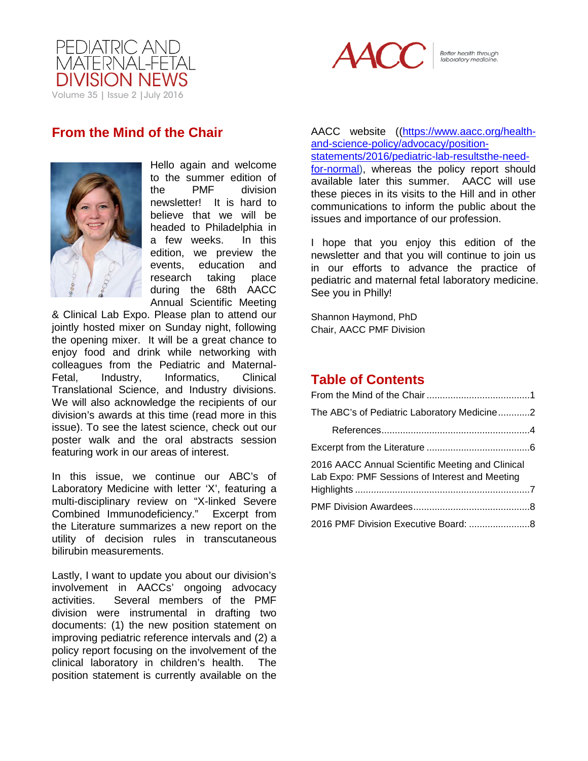# PEDIATRIC AND MATERNAL-FETAL DIVISION NEWS

Volume 35 | Issue 2 | July 2016

AACC Better health through laboratory medicine.

## From the Mind of the Chair

Hello again and welcome to the summer edition of the PMF division newsletter! It is hard to believe that we will be headed to Philadelphia in a few weeks. In this edition, we preview the events, education and research taking place during the 68th AACC Annual Scientific Meeting & Clinical Lab Expo. Please plan to attend our jointly hosted mixer on Sunday night, following the opening mixer. It will be a great chance to enjoy food and drink while networking with colleagues from the Pediatric and Maternal-Fetal, Industry, Informatics, Clinical Translational Science, and Industry divisions. We will also acknowledge the recipients of our division's awards at this time (read more in this issue). To see the latest science, check out our poster walk and the oral abstracts session featuring work in our areas of interest.

In this issue, we continue our ABC's of Laboratory Medicine with letter 'X', featuring a multi-disciplinary review on "X-linked Severe Combined Immunodeficiency." Excerpt from the Literature summarizes a new report on the utility of decision rules in transcutaneous bilirubin measurements.

Lastly, I want to update you about our division's involvement in AACCs' ongoing advocacy activities. Several members of the PMF division were instrumental in drafting two documents: (1) the new position statement on improving pediatric reference intervals and (2) a policy report focusing on the involvement of the clinical laboratory in children's health. The position statement is currently available on the AACC website ((https://www.aacc.org/health-and-science-policy/advocacy/position-statements/2016/pediatric-lab-resultsthe-need-for-normal), whereas the policy report should available later this summer. AACC will use these pieces in its visits to the Hill and in other communications to inform the public about the issues and importance of our profession.

I hope that you enjoy this edition of the newsletter and that you will continue to join us in our efforts to advance the practice of pediatric and maternal fetal laboratory medicine. See you in Philly!

Shannon Haymond, PhD
Chair, AACC PMF Division

## Table of Contents

From the Mind of the Chair .......................................1

The ABC's of Pediatric Laboratory Medicine............2

References.......................................................4

Excerpt from the Literature .......................................6

2016 AACC Annual Scientific Meeting and Clinical Lab Expo: PMF Sessions of Interest and Meeting Highlights ..................................................................7

PMF Division Awardees............................................8

2016 PMF Division Executive Board: .......................8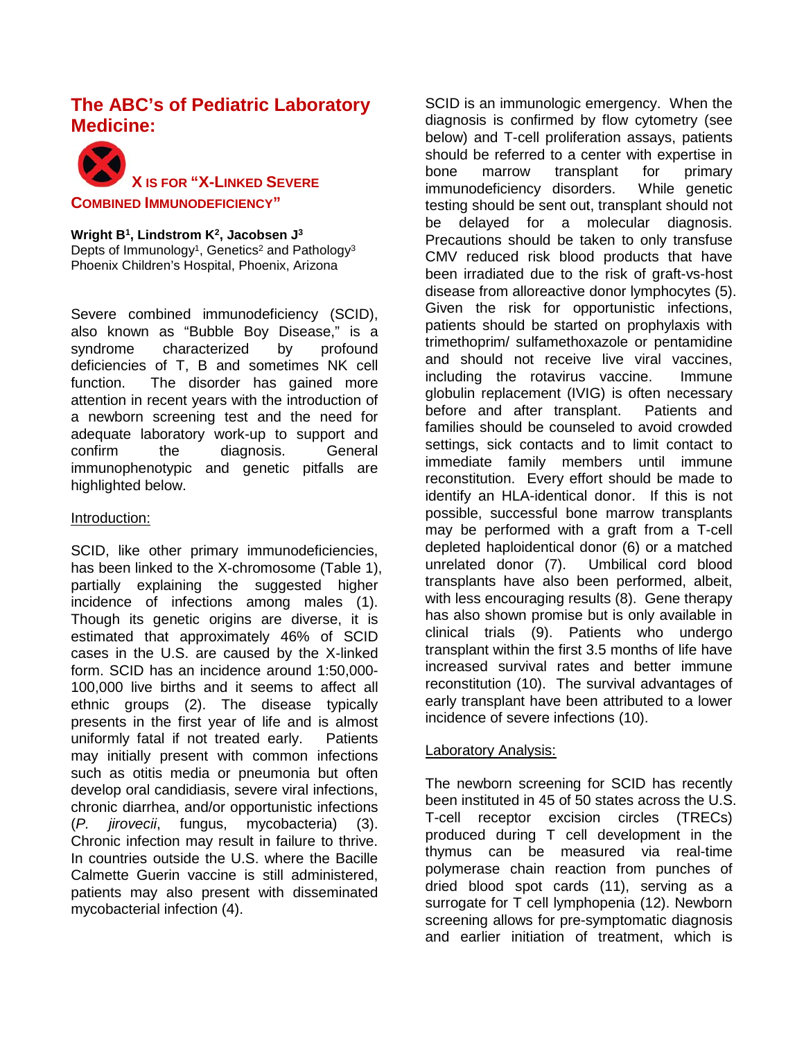## The ABC's of Pediatric Laboratory Medicine:

### X IS FOR "X-LINKED SEVERE COMBINED IMMUNODEFICIENCY"

**Wright B[1], Lindstrom K[2], Jacobsen J[3]**
Depts of Immunology[1], Genetics[2] and Pathology[3]
Phoenix Children's Hospital, Phoenix, Arizona

Severe combined immunodeficiency (SCID), also known as "Bubble Boy Disease," is a syndrome characterized by profound deficiencies of T, B and sometimes NK cell function. The disorder has gained more attention in recent years with the introduction of a newborn screening test and the need for adequate laboratory work-up to support and confirm the diagnosis. General immunophenotypic and genetic pitfalls are highlighted below.

Introduction:

SCID, like other primary immunodeficiencies, has been linked to the X-chromosome (Table 1), partially explaining the suggested higher incidence of infections among males (1). Though its genetic origins are diverse, it is estimated that approximately 46% of SCID cases in the U.S. are caused by the X-linked form. SCID has an incidence around 1:50,000-100,000 live births and it seems to affect all ethnic groups (2). The disease typically presents in the first year of life and is almost uniformly fatal if not treated early. Patients may initially present with common infections such as otitis media or pneumonia but often develop oral candidiasis, severe viral infections, chronic diarrhea, and/or opportunistic infections (*P. jirovecii*, fungus, mycobacteria) (3). Chronic infection may result in failure to thrive. In countries outside the U.S. where the Bacille Calmette Guerin vaccine is still administered, patients may also present with disseminated mycobacterial infection (4).

SCID is an immunologic emergency. When the diagnosis is confirmed by flow cytometry (see below) and T-cell proliferation assays, patients should be referred to a center with expertise in bone marrow transplant for primary immunodeficiency disorders. While genetic testing should be sent out, transplant should not be delayed for a molecular diagnosis. Precautions should be taken to only transfuse CMV reduced risk blood products that have been irradiated due to the risk of graft-vs-host disease from alloreactive donor lymphocytes (5). Given the risk for opportunistic infections, patients should be started on prophylaxis with trimethoprim/ sulfamethoxazole or pentamidine and should not receive live viral vaccines, including the rotavirus vaccine. Immune globulin replacement (IVIG) is often necessary before and after transplant. Patients and families should be counseled to avoid crowded settings, sick contacts and to limit contact to immediate family members until immune reconstitution. Every effort should be made to identify an HLA-identical donor. If this is not possible, successful bone marrow transplants may be performed with a graft from a T-cell depleted haploidentical donor (6) or a matched unrelated donor (7). Umbilical cord blood transplants have also been performed, albeit, with less encouraging results (8). Gene therapy has also shown promise but is only available in clinical trials (9). Patients who undergo transplant within the first 3.5 months of life have increased survival rates and better immune reconstitution (10). The survival advantages of early transplant have been attributed to a lower incidence of severe infections (10).

Laboratory Analysis:

The newborn screening for SCID has recently been instituted in 45 of 50 states across the U.S. T-cell receptor excision circles (TRECs) produced during T cell development in the thymus can be measured via real-time polymerase chain reaction from punches of dried blood spot cards (11), serving as a surrogate for T cell lymphopenia (12). Newborn screening allows for pre-symptomatic diagnosis and earlier initiation of treatment, which is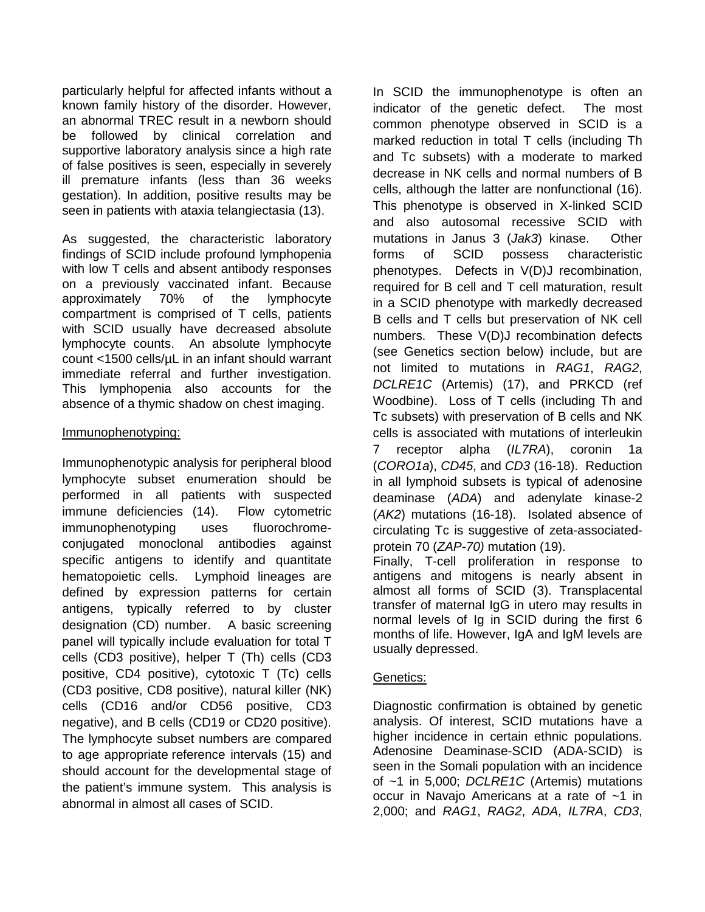particularly helpful for affected infants without a known family history of the disorder. However, an abnormal TREC result in a newborn should be followed by clinical correlation and supportive laboratory analysis since a high rate of false positives is seen, especially in severely ill premature infants (less than 36 weeks gestation). In addition, positive results may be seen in patients with ataxia telangiectasia (13).

As suggested, the characteristic laboratory findings of SCID include profound lymphopenia with low T cells and absent antibody responses on a previously vaccinated infant. Because approximately 70% of the lymphocyte compartment is comprised of T cells, patients with SCID usually have decreased absolute lymphocyte counts. An absolute lymphocyte count <1500 cells/μL in an infant should warrant immediate referral and further investigation. This lymphopenia also accounts for the absence of a thymic shadow on chest imaging.

Immunophenotyping:

Immunophenotypic analysis for peripheral blood lymphocyte subset enumeration should be performed in all patients with suspected immune deficiencies (14). Flow cytometric immunophenotyping uses fluorochrome-conjugated monoclonal antibodies against specific antigens to identify and quantitate hematopoietic cells. Lymphoid lineages are defined by expression patterns for certain antigens, typically referred to by cluster designation (CD) number. A basic screening panel will typically include evaluation for total T cells (CD3 positive), helper T (Th) cells (CD3 positive, CD4 positive), cytotoxic T (Tc) cells (CD3 positive, CD8 positive), natural killer (NK) cells (CD16 and/or CD56 positive, CD3 negative), and B cells (CD19 or CD20 positive). The lymphocyte subset numbers are compared to age appropriate reference intervals (15) and should account for the developmental stage of the patient's immune system. This analysis is abnormal in almost all cases of SCID.

In SCID the immunophenotype is often an indicator of the genetic defect. The most common phenotype observed in SCID is a marked reduction in total T cells (including Th and Tc subsets) with a moderate to marked decrease in NK cells and normal numbers of B cells, although the latter are nonfunctional (16). This phenotype is observed in X-linked SCID and also autosomal recessive SCID with mutations in Janus 3 (*Jak3*) kinase. Other forms of SCID possess characteristic phenotypes. Defects in V(D)J recombination, required for B cell and T cell maturation, result in a SCID phenotype with markedly decreased B cells and T cells but preservation of NK cell numbers. These V(D)J recombination defects (see Genetics section below) include, but are not limited to mutations in *RAG1*, *RAG2*, *DCLRE1C* (Artemis) (17), and PRKCD (ref Woodbine). Loss of T cells (including Th and Tc subsets) with preservation of B cells and NK cells is associated with mutations of interleukin 7 receptor alpha (*IL7RA*), coronin 1a (*CORO1a*), *CD45*, and *CD3* (16-18). Reduction in all lymphoid subsets is typical of adenosine deaminase (*ADA*) and adenylate kinase-2 (*AK2*) mutations (16-18). Isolated absence of circulating Tc is suggestive of zeta-associated-protein 70 (*ZAP-70)* mutation (19).

Finally, T-cell proliferation in response to antigens and mitogens is nearly absent in almost all forms of SCID (3). Transplacental transfer of maternal IgG in utero may results in normal levels of Ig in SCID during the first 6 months of life. However, IgA and IgM levels are usually depressed.

Genetics:

Diagnostic confirmation is obtained by genetic analysis. Of interest, SCID mutations have a higher incidence in certain ethnic populations. Adenosine Deaminase-SCID (ADA-SCID) is seen in the Somali population with an incidence of ~1 in 5,000; *DCLRE1C* (Artemis) mutations occur in Navajo Americans at a rate of ~1 in 2,000; and *RAG1*, *RAG2*, *ADA*, *IL7RA*, *CD3*,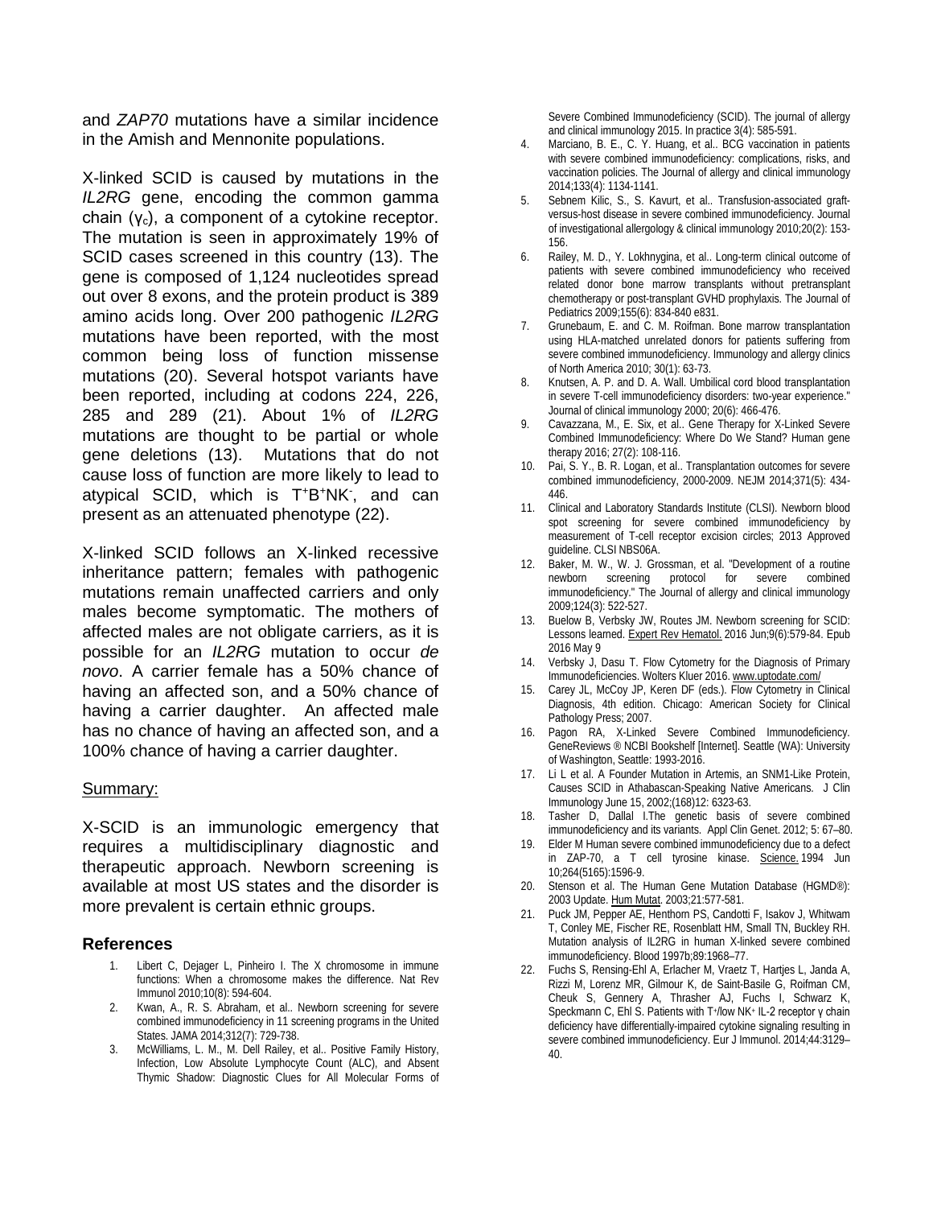and *ZAP70* mutations have a similar incidence in the Amish and Mennonite populations.

X-linked SCID is caused by mutations in the *IL2RG* gene, encoding the common gamma chain ($\gamma_c$), a component of a cytokine receptor. The mutation is seen in approximately 19% of SCID cases screened in this country (13). The gene is composed of 1,124 nucleotides spread out over 8 exons, and the protein product is 389 amino acids long. Over 200 pathogenic *IL2RG* mutations have been reported, with the most common being loss of function missense mutations (20). Several hotspot variants have been reported, including at codons 224, 226, 285 and 289 (21). About 1% of *IL2RG* mutations are thought to be partial or whole gene deletions (13). Mutations that do not cause loss of function are more likely to lead to atypical SCID, which is $T^+B^+NK^-$, and can present as an attenuated phenotype (22).

X-linked SCID follows an X-linked recessive inheritance pattern; females with pathogenic mutations remain unaffected carriers and only males become symptomatic. The mothers of affected males are not obligate carriers, as it is possible for an *IL2RG* mutation to occur *de novo*. A carrier female has a 50% chance of having an affected son, and a 50% chance of having a carrier daughter. An affected male has no chance of having an affected son, and a 100% chance of having a carrier daughter.

<u>Summary:</u>

X-SCID is an immunologic emergency that requires a multidisciplinary diagnostic and therapeutic approach. Newborn screening is available at most US states and the disorder is more prevalent is certain ethnic groups.

## References

1. Libert C, Dejager L, Pinheiro I. The X chromosome in immune functions: When a chromosome makes the difference. Nat Rev Immunol 2010;10(8): 594-604.
2. Kwan, A., R. S. Abraham, et al.. Newborn screening for severe combined immunodeficiency in 11 screening programs in the United States. JAMA 2014;312(7): 729-738.
3. McWilliams, L. M., M. Dell Railey, et al.. Positive Family History, Infection, Low Absolute Lymphocyte Count (ALC), and Absent Thymic Shadow: Diagnostic Clues for All Molecular Forms of Severe Combined Immunodeficiency (SCID). The journal of allergy and clinical immunology 2015. In practice 3(4): 585-591.
4. Marciano, B. E., C. Y. Huang, et al.. BCG vaccination in patients with severe combined immunodeficiency: complications, risks, and vaccination policies. The Journal of allergy and clinical immunology 2014;133(4): 1134-1141.
5. Sebnem Kilic, S., S. Kavurt, et al.. Transfusion-associated graft-versus-host disease in severe combined immunodeficiency. Journal of investigational allergology & clinical immunology 2010;20(2): 153-156.
6. Railey, M. D., Y. Lokhnygina, et al.. Long-term clinical outcome of patients with severe combined immunodeficiency who received related donor bone marrow transplants without pretransplant chemotherapy or post-transplant GVHD prophylaxis. The Journal of Pediatrics 2009;155(6): 834-840 e831.
7. Grunebaum, E. and C. M. Roifman. Bone marrow transplantation using HLA-matched unrelated donors for patients suffering from severe combined immunodeficiency. Immunology and allergy clinics of North America 2010; 30(1): 63-73.
8. Knutsen, A. P. and D. A. Wall. Umbilical cord blood transplantation in severe T-cell immunodeficiency disorders: two-year experience." Journal of clinical immunology 2000; 20(6): 466-476.
9. Cavazzana, M., E. Six, et al.. Gene Therapy for X-Linked Severe Combined Immunodeficiency: Where Do We Stand? Human gene therapy 2016; 27(2): 108-116.
10. Pai, S. Y., B. R. Logan, et al.. Transplantation outcomes for severe combined immunodeficiency, 2000-2009. NEJM 2014;371(5): 434-446.
11. Clinical and Laboratory Standards Institute (CLSI). Newborn blood spot screening for severe combined immunodeficiency by measurement of T-cell receptor excision circles; 2013 Approved guideline. CLSI NBS06A.
12. Baker, M. W., W. J. Grossman, et al. "Development of a routine newborn screening protocol for severe combined immunodeficiency." The Journal of allergy and clinical immunology 2009;124(3): 522-527.
13. Buelow B, Verbsky JW, Routes JM. Newborn screening for SCID: Lessons learned. <u>Expert Rev Hematol.</u> 2016 Jun;9(6):579-84. Epub 2016 May 9
14. Verbsky J, Dasu T. Flow Cytometry for the Diagnosis of Primary Immunodeficiencies. Wolters Kluer 2016. <u>www.uptodate.com/</u>
15. Carey JL, McCoy JP, Keren DF (eds.). Flow Cytometry in Clinical Diagnosis, 4th edition. Chicago: American Society for Clinical Pathology Press; 2007.
16. Pagon RA, X-Linked Severe Combined Immunodeficiency. GeneReviews ® NCBI Bookshelf [Internet]. Seattle (WA): University of Washington, Seattle: 1993-2016.
17. Li L et al. A Founder Mutation in Artemis, an SNM1-Like Protein, Causes SCID in Athabascan-Speaking Native Americans. J Clin Immunology June 15, 2002;(168)12: 6323-63.
18. Tasher D, Dallal I.The genetic basis of severe combined immunodeficiency and its variants. Appl Clin Genet. 2012; 5: 67–80.
19. Elder M Human severe combined immunodeficiency due to a defect in ZAP-70, a T cell tyrosine kinase. <u>Science.</u> 1994 Jun 10;264(5165):1596-9.
20. Stenson et al. The Human Gene Mutation Database (HGMD®): 2003 Update. <u>Hum Mutat</u>. 2003;21:577-581.
21. Puck JM, Pepper AE, Henthorn PS, Candotti F, Isakov J, Whitwam T, Conley ME, Fischer RE, Rosenblatt HM, Small TN, Buckley RH. Mutation analysis of IL2RG in human X-linked severe combined immunodeficiency. Blood 1997b;89:1968–77.
22. Fuchs S, Rensing-Ehl A, Erlacher M, Vraetz T, Hartjes L, Janda A, Rizzi M, Lorenz MR, Gilmour K, de Saint-Basile G, Roifman CM, Cheuk S, Gennery A, Thrasher AJ, Fuchs I, Schwarz K, Speckmann C, Ehl S. Patients with $T^+$/low $NK^+$ IL-2 receptor γ chain deficiency have differentially-impaired cytokine signaling resulting in severe combined immunodeficiency. Eur J Immunol. 2014;44:3129–40.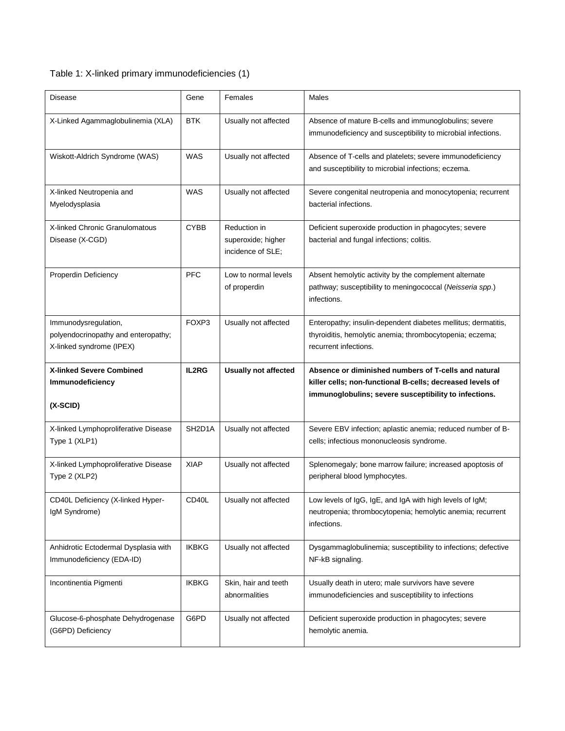Table 1: X-linked primary immunodeficiencies (1)

| Disease | Gene | Females | Males |
|---|---|---|---|
| X-Linked Agammaglobulinemia (XLA) | BTK | Usually not affected | Absence of mature B-cells and immunoglobulins; severe immunodeficiency and susceptibility to microbial infections. |
| Wiskott-Aldrich Syndrome (WAS) | WAS | Usually not affected | Absence of T-cells and platelets; severe immunodeficiency and susceptibility to microbial infections; eczema. |
| X-linked Neutropenia and Myelodysplasia | WAS | Usually not affected | Severe congenital neutropenia and monocytopenia; recurrent bacterial infections. |
| X-linked Chronic Granulomatous Disease (X-CGD) | CYBB | Reduction in superoxide; higher incidence of SLE; | Deficient superoxide production in phagocytes; severe bacterial and fungal infections; colitis. |
| Properdin Deficiency | PFC | Low to normal levels of properdin | Absent hemolytic activity by the complement alternate pathway; susceptibility to meningococcal (*Neisseria spp.*) infections. |
| Immunodysregulation, polyendocrinopathy and enteropathy; X-linked syndrome (IPEX) | FOXP3 | Usually not affected | Enteropathy; insulin-dependent diabetes mellitus; dermatitis, thyroiditis, hemolytic anemia; thrombocytopenia; eczema; recurrent infections. |
| **X-linked Severe Combined Immunodeficiency (X-SCID)** | **IL2RG** | **Usually not affected** | **Absence or diminished numbers of T-cells and natural killer cells; non-functional B-cells; decreased levels of immunoglobulins; severe susceptibility to infections.** |
| X-linked Lymphoproliferative Disease Type 1 (XLP1) | SH2D1A | Usually not affected | Severe EBV infection; aplastic anemia; reduced number of B-cells; infectious mononucleosis syndrome. |
| X-linked Lymphoproliferative Disease Type 2 (XLP2) | XIAP | Usually not affected | Splenomegaly; bone marrow failure; increased apoptosis of peripheral blood lymphocytes. |
| CD40L Deficiency (X-linked Hyper-IgM Syndrome) | CD40L | Usually not affected | Low levels of IgG, IgE, and IgA with high levels of IgM; neutropenia; thrombocytopenia; hemolytic anemia; recurrent infections. |
| Anhidrotic Ectodermal Dysplasia with Immunodeficiency (EDA-ID) | IKBKG | Usually not affected | Dysgammaglobulinemia; susceptibility to infections; defective NF-kB signaling. |
| Incontinentia Pigmenti | IKBKG | Skin, hair and teeth abnormalities | Usually death in utero; male survivors have severe immunodeficiencies and susceptibility to infections |
| Glucose-6-phosphate Dehydrogenase (G6PD) Deficiency | G6PD | Usually not affected | Deficient superoxide production in phagocytes; severe hemolytic anemia. |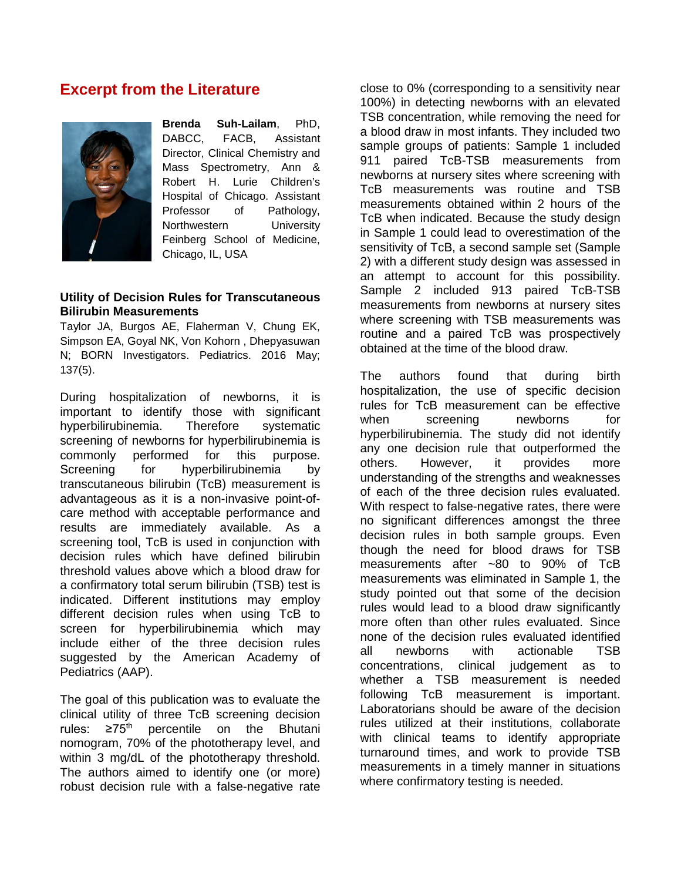## Excerpt from the Literature

**Brenda Suh-Lailam**, PhD, DABCC, FACB, Assistant Director, Clinical Chemistry and Mass Spectrometry, Ann & Robert H. Lurie Children's Hospital of Chicago. Assistant Professor of Pathology, Northwestern University Feinberg School of Medicine, Chicago, IL, USA

### Utility of Decision Rules for Transcutaneous Bilirubin Measurements

Taylor JA, Burgos AE, Flaherman V, Chung EK, Simpson EA, Goyal NK, Von Kohorn , Dhepyasuwan N; BORN Investigators. Pediatrics. 2016 May; 137(5).

During hospitalization of newborns, it is important to identify those with significant hyperbilirubinemia. Therefore systematic screening of newborns for hyperbilirubinemia is commonly performed for this purpose. Screening for hyperbilirubinemia by transcutaneous bilirubin (TcB) measurement is advantageous as it is a non-invasive point-of-care method with acceptable performance and results are immediately available. As a screening tool, TcB is used in conjunction with decision rules which have defined bilirubin threshold values above which a blood draw for a confirmatory total serum bilirubin (TSB) test is indicated. Different institutions may employ different decision rules when using TcB to screen for hyperbilirubinemia which may include either of the three decision rules suggested by the American Academy of Pediatrics (AAP).

The goal of this publication was to evaluate the clinical utility of three TcB screening decision rules: ≥75th percentile on the Bhutani nomogram, 70% of the phototherapy level, and within 3 mg/dL of the phototherapy threshold. The authors aimed to identify one (or more) robust decision rule with a false-negative rate close to 0% (corresponding to a sensitivity near 100%) in detecting newborns with an elevated TSB concentration, while removing the need for a blood draw in most infants. They included two sample groups of patients: Sample 1 included 911 paired TcB-TSB measurements from newborns at nursery sites where screening with TcB measurements was routine and TSB measurements obtained within 2 hours of the TcB when indicated. Because the study design in Sample 1 could lead to overestimation of the sensitivity of TcB, a second sample set (Sample 2) with a different study design was assessed in an attempt to account for this possibility. Sample 2 included 913 paired TcB-TSB measurements from newborns at nursery sites where screening with TSB measurements was routine and a paired TcB was prospectively obtained at the time of the blood draw.

The authors found that during birth hospitalization, the use of specific decision rules for TcB measurement can be effective when screening newborns for hyperbilirubinemia. The study did not identify any one decision rule that outperformed the others. However, it provides more understanding of the strengths and weaknesses of each of the three decision rules evaluated. With respect to false-negative rates, there were no significant differences amongst the three decision rules in both sample groups. Even though the need for blood draws for TSB measurements after ~80 to 90% of TcB measurements was eliminated in Sample 1, the study pointed out that some of the decision rules would lead to a blood draw significantly more often than other rules evaluated. Since none of the decision rules evaluated identified all newborns with actionable TSB concentrations, clinical judgement as to whether a TSB measurement is needed following TcB measurement is important. Laboratorians should be aware of the decision rules utilized at their institutions, collaborate with clinical teams to identify appropriate turnaround times, and work to provide TSB measurements in a timely manner in situations where confirmatory testing is needed.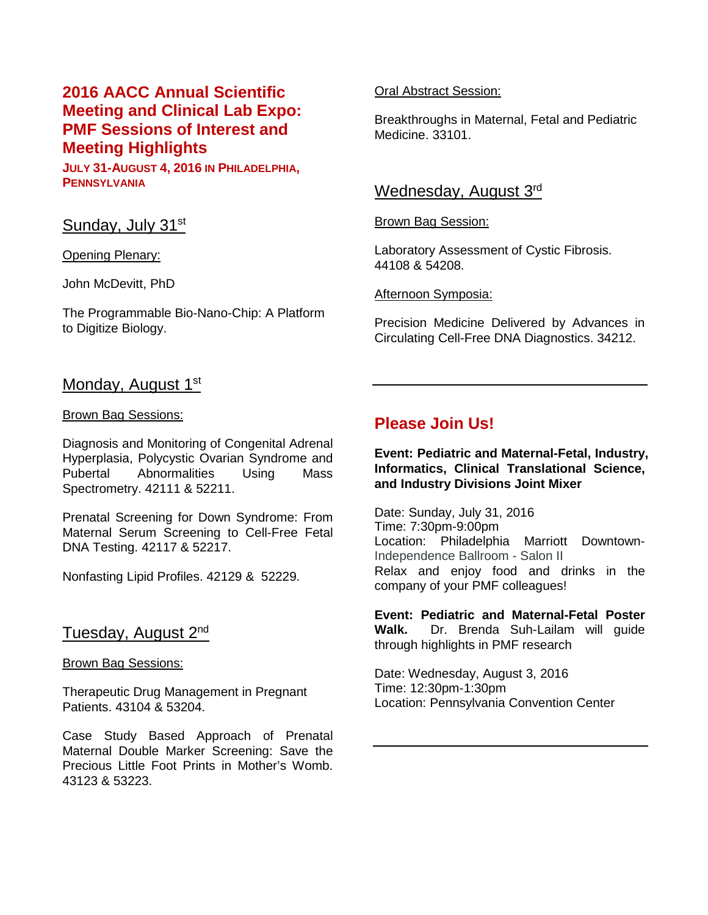# 2016 AACC Annual Scientific Meeting and Clinical Lab Expo: PMF Sessions of Interest and Meeting Highlights

**JULY 31-AUGUST 4, 2016 IN PHILADELPHIA, PENNSYLVANIA**

## Sunday, July 31st

Opening Plenary:

John McDevitt, PhD

The Programmable Bio-Nano-Chip: A Platform to Digitize Biology.

## Monday, August 1st

Brown Bag Sessions:

Diagnosis and Monitoring of Congenital Adrenal Hyperplasia, Polycystic Ovarian Syndrome and Pubertal Abnormalities Using Mass Spectrometry. 42111 & 52211.

Prenatal Screening for Down Syndrome: From Maternal Serum Screening to Cell-Free Fetal DNA Testing. 42117 & 52217.

Nonfasting Lipid Profiles. 42129 & 52229.

## Tuesday, August 2nd

Brown Bag Sessions:

Therapeutic Drug Management in Pregnant Patients. 43104 & 53204.

Case Study Based Approach of Prenatal Maternal Double Marker Screening: Save the Precious Little Foot Prints in Mother's Womb. 43123 & 53223.

Oral Abstract Session:

Breakthroughs in Maternal, Fetal and Pediatric Medicine. 33101.

## Wednesday, August 3rd

Brown Bag Session:

Laboratory Assessment of Cystic Fibrosis. 44108 & 54208.

Afternoon Symposia:

Precision Medicine Delivered by Advances in Circulating Cell-Free DNA Diagnostics. 34212.

---

## Please Join Us!

**Event: Pediatric and Maternal-Fetal, Industry, Informatics, Clinical Translational Science, and Industry Divisions Joint Mixer**

Date: Sunday, July 31, 2016
Time: 7:30pm-9:00pm
Location: Philadelphia Marriott Downtown-Independence Ballroom - Salon II
Relax and enjoy food and drinks in the company of your PMF colleagues!

**Event: Pediatric and Maternal-Fetal Poster Walk.** Dr. Brenda Suh-Lailam will guide through highlights in PMF research

Date: Wednesday, August 3, 2016
Time: 12:30pm-1:30pm
Location: Pennsylvania Convention Center

---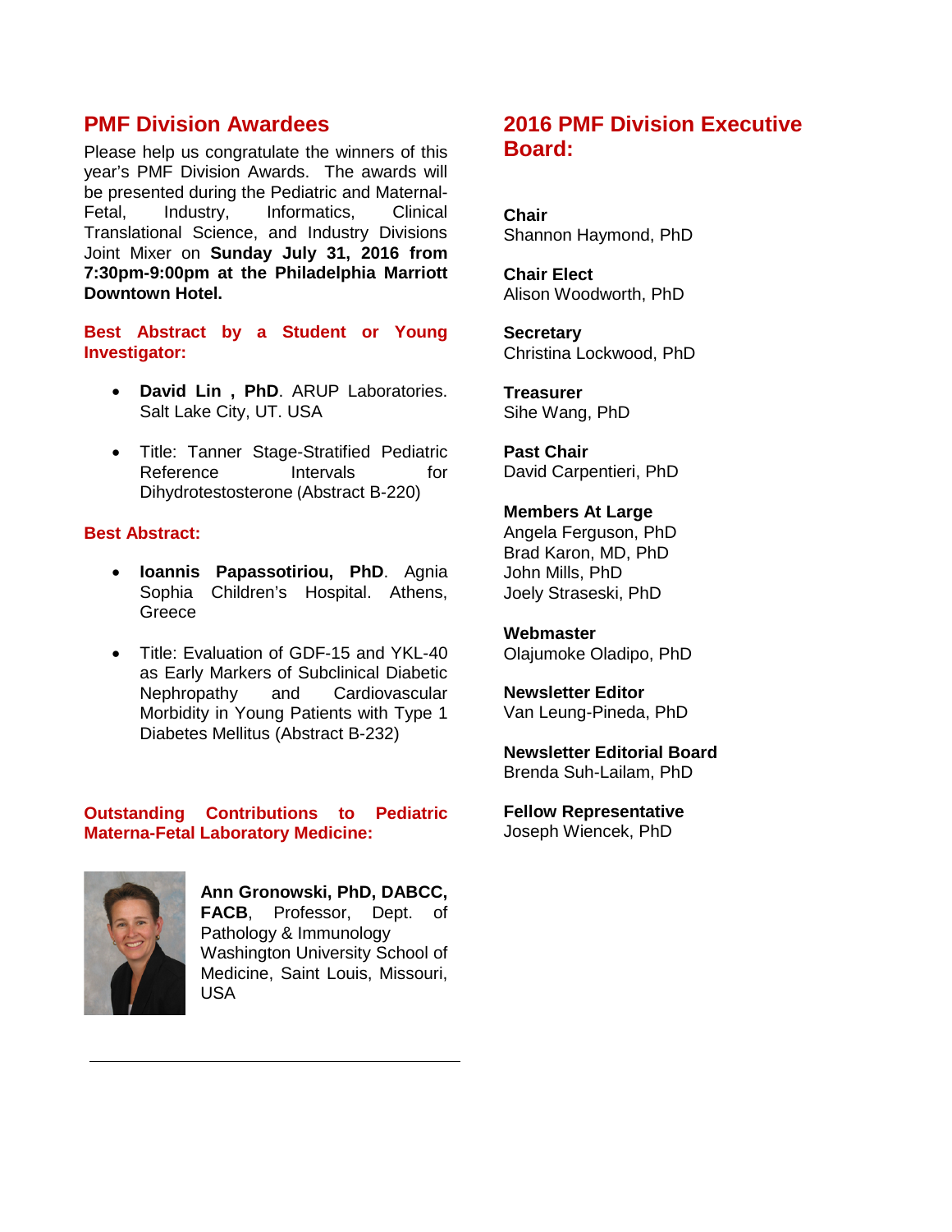## PMF Division Awardees

Please help us congratulate the winners of this year's PMF Division Awards. The awards will be presented during the Pediatric and Maternal-Fetal, Industry, Informatics, Clinical Translational Science, and Industry Divisions Joint Mixer on **Sunday July 31, 2016 from 7:30pm-9:00pm at the Philadelphia Marriott Downtown Hotel.**

### Best Abstract by a Student or Young Investigator:

- **David Lin , PhD**. ARUP Laboratories. Salt Lake City, UT. USA
- Title: Tanner Stage-Stratified Pediatric Reference Intervals for Dihydrotestosterone (Abstract B-220)

### Best Abstract:

- **Ioannis Papassotiriou, PhD**. Agnia Sophia Children's Hospital. Athens, Greece
- Title: Evaluation of GDF-15 and YKL-40 as Early Markers of Subclinical Diabetic Nephropathy and Cardiovascular Morbidity in Young Patients with Type 1 Diabetes Mellitus (Abstract B-232)

### Outstanding Contributions to Pediatric Materna-Fetal Laboratory Medicine:

**Ann Gronowski, PhD, DABCC, FACB**, Professor, Dept. of Pathology & Immunology Washington University School of Medicine, Saint Louis, Missouri, USA

---

## 2016 PMF Division Executive Board:

**Chair**
Shannon Haymond, PhD

**Chair Elect**
Alison Woodworth, PhD

**Secretary**
Christina Lockwood, PhD

**Treasurer**
Sihe Wang, PhD

**Past Chair**
David Carpentieri, PhD

**Members At Large**
Angela Ferguson, PhD
Brad Karon, MD, PhD
John Mills, PhD
Joely Straseski, PhD

**Webmaster**
Olajumoke Oladipo, PhD

**Newsletter Editor**
Van Leung-Pineda, PhD

**Newsletter Editorial Board**
Brenda Suh-Lailam, PhD

**Fellow Representative**
Joseph Wiencek, PhD